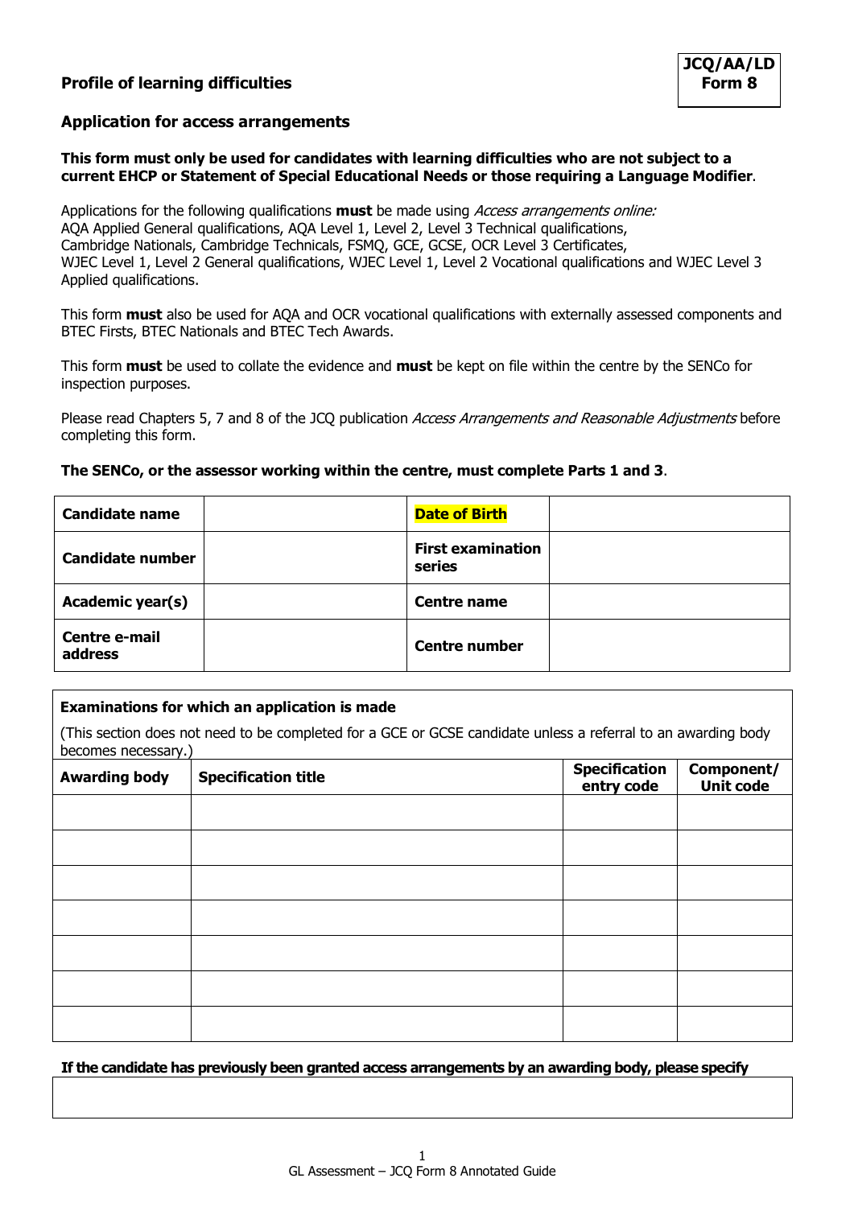**JCQ/AA/LD Form 8**

## Profile of learning difficulties

## Application for access arrangements

**This form must only be used for candidates with learning difficulties who are not subject to a current EHCP or Statement of Special Educational Needs or those requiring a Language Modifier**.

Applications for the following qualifications **must** be made using *Access arrangements online:* AQA Applied General qualifications, AQA Level 1, Level 2, Level 3 Technical qualifications, Cambridge Nationals, Cambridge Technicals, FSMQ, GCE, GCSE, OCR Level 3 Certificates, WJEC Level 1, Level 2 General qualifications, WJEC Level 1, Level 2 Vocational qualifications and WJEC Level 3 Applied qualifications.

This form **must** also be used for AQA and OCR vocational qualifications with externally assessed components and BTEC Firsts, BTEC Nationals and BTEC Tech Awards.

This form **must** be used to collate the evidence and **must** be kept on file within the centre by the SENCo for inspection purposes.

Please read Chapters 5, 7 and 8 of the JCQ publication *Access Arrangements and Reasonable Adjustments* before completing this form.

**The SENCo, or the assessor working within the centre, must complete Parts 1 and 3**.

| | | | |
|---|---|---|---|
| **Candidate name** | | **Date of Birth** | |
| **Candidate number** | | **First examination series** | |
| **Academic year(s)** | | **Centre name** | |
| **Centre e-mail address** | | **Centre number** | |

**Examinations for which an application is made**

(This section does not need to be completed for a GCE or GCSE candidate unless a referral to an awarding body becomes necessary.)

| Awarding body | Specification title | Specification entry code | Component/ Unit code |
|---|---|---|---|
| | | | |
| | | | |
| | | | |
| | | | |
| | | | |
| | | | |
| | | | |

**If the candidate has previously been granted access arrangements by an awarding body, please specify**

| |
|---|
| |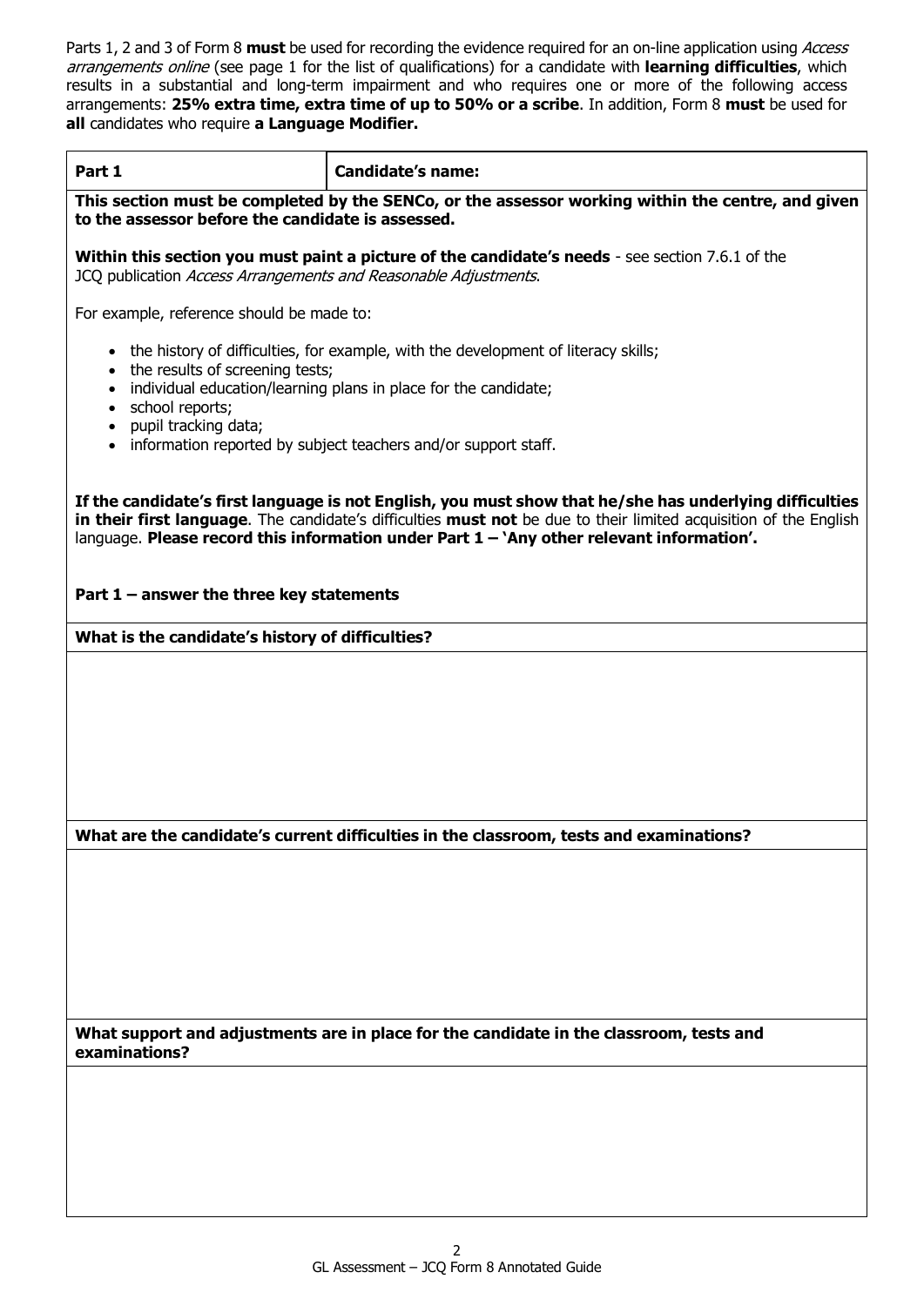Parts 1, 2 and 3 of Form 8 **must** be used for recording the evidence required for an on-line application using *Access arrangements online* (see page 1 for the list of qualifications) for a candidate with **learning difficulties**, which results in a substantial and long-term impairment and who requires one or more of the following access arrangements: **25% extra time, extra time of up to 50% or a scribe**. In addition, Form 8 **must** be used for **all** candidates who require **a Language Modifier.**

| **Part 1** | **Candidate's name:** |
|---|---|

**This section must be completed by the SENCo, or the assessor working within the centre, and given to the assessor before the candidate is assessed.**

**Within this section you must paint a picture of the candidate's needs** - see section 7.6.1 of the JCQ publication *Access Arrangements and Reasonable Adjustments*.

For example, reference should be made to:

- the history of difficulties, for example, with the development of literacy skills;
- the results of screening tests;
- individual education/learning plans in place for the candidate;
- school reports;
- pupil tracking data;
- information reported by subject teachers and/or support staff.

**If the candidate's first language is not English, you must show that he/she has underlying difficulties in their first language**. The candidate's difficulties **must not** be due to their limited acquisition of the English language. **Please record this information under Part 1 – 'Any other relevant information'.**

**Part 1 – answer the three key statements**

**What is the candidate's history of difficulties?**

**What are the candidate's current difficulties in the classroom, tests and examinations?**

**What support and adjustments are in place for the candidate in the classroom, tests and examinations?**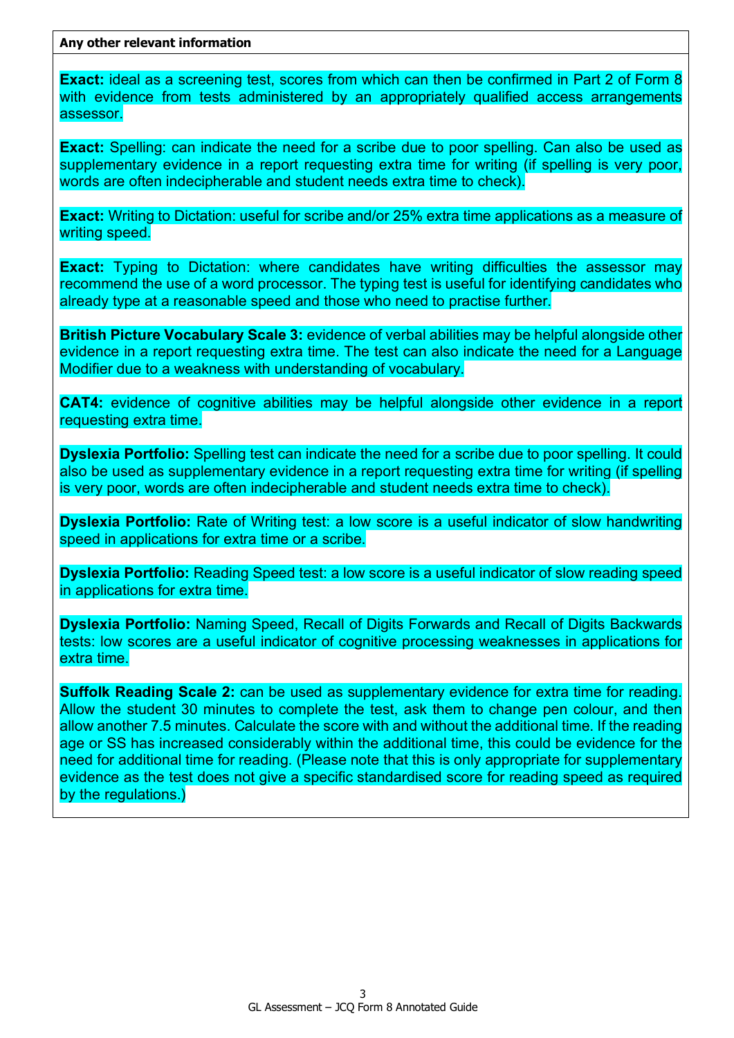**Any other relevant information**

**Exact:** ideal as a screening test, scores from which can then be confirmed in Part 2 of Form 8 with evidence from tests administered by an appropriately qualified access arrangements assessor.

**Exact:** Spelling: can indicate the need for a scribe due to poor spelling. Can also be used as supplementary evidence in a report requesting extra time for writing (if spelling is very poor, words are often indecipherable and student needs extra time to check).

**Exact:** Writing to Dictation: useful for scribe and/or 25% extra time applications as a measure of writing speed.

**Exact:** Typing to Dictation: where candidates have writing difficulties the assessor may recommend the use of a word processor. The typing test is useful for identifying candidates who already type at a reasonable speed and those who need to practise further.

**British Picture Vocabulary Scale 3:** evidence of verbal abilities may be helpful alongside other evidence in a report requesting extra time. The test can also indicate the need for a Language Modifier due to a weakness with understanding of vocabulary.

**CAT4:** evidence of cognitive abilities may be helpful alongside other evidence in a report requesting extra time.

**Dyslexia Portfolio:** Spelling test can indicate the need for a scribe due to poor spelling. It could also be used as supplementary evidence in a report requesting extra time for writing (if spelling is very poor, words are often indecipherable and student needs extra time to check).

**Dyslexia Portfolio:** Rate of Writing test: a low score is a useful indicator of slow handwriting speed in applications for extra time or a scribe.

**Dyslexia Portfolio:** Reading Speed test: a low score is a useful indicator of slow reading speed in applications for extra time.

**Dyslexia Portfolio:** Naming Speed, Recall of Digits Forwards and Recall of Digits Backwards tests: low scores are a useful indicator of cognitive processing weaknesses in applications for extra time.

**Suffolk Reading Scale 2:** can be used as supplementary evidence for extra time for reading. Allow the student 30 minutes to complete the test, ask them to change pen colour, and then allow another 7.5 minutes. Calculate the score with and without the additional time. If the reading age or SS has increased considerably within the additional time, this could be evidence for the need for additional time for reading. (Please note that this is only appropriate for supplementary evidence as the test does not give a specific standardised score for reading speed as required by the regulations.)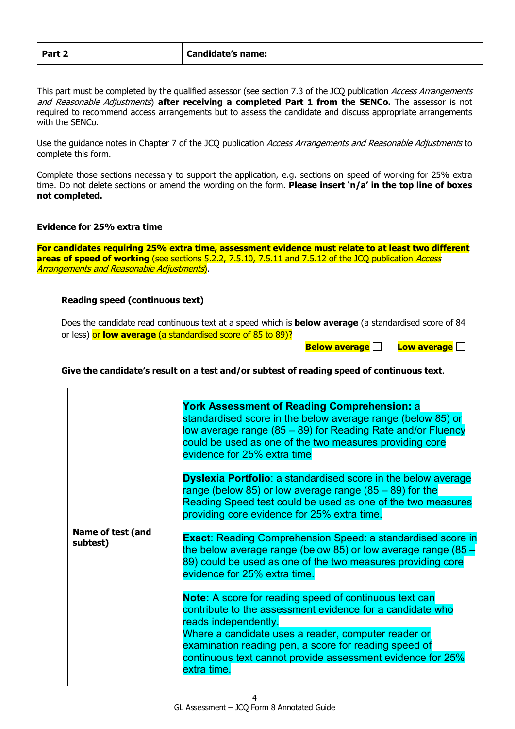| Part 2 | Candidate's name: |
|---|---|

This part must be completed by the qualified assessor (see section 7.3 of the JCQ publication *Access Arrangements and Reasonable Adjustments*) **after receiving a completed Part 1 from the SENCo.** The assessor is not required to recommend access arrangements but to assess the candidate and discuss appropriate arrangements with the SENCo.

Use the guidance notes in Chapter 7 of the JCQ publication *Access Arrangements and Reasonable Adjustments* to complete this form.

Complete those sections necessary to support the application, e.g. sections on speed of working for 25% extra time. Do not delete sections or amend the wording on the form. **Please insert 'n/a' in the top line of boxes not completed.**

**Evidence for 25% extra time**

**For candidates requiring 25% extra time, assessment evidence must relate to at least two different areas of speed of working** (see sections 5.2.2, 7.5.10, 7.5.11 and 7.5.12 of the JCQ publication *Access Arrangements and Reasonable Adjustments*).

**Reading speed (continuous text)**

Does the candidate read continuous text at a speed which is **below average** (a standardised score of 84 or less) or **low average** (a standardised score of 85 to 89)?

**Below average** ☐ **Low average** ☐

**Give the candidate's result on a test and/or subtest of reading speed of continuous text**.

| | |
|---|---|
| **Name of test (and subtest)** | **York Assessment of Reading Comprehension:** a standardised score in the below average range (below 85) or low average range (85 – 89) for Reading Rate and/or Fluency could be used as one of the two measures providing core evidence for 25% extra time<br><br>**Dyslexia Portfolio**: a standardised score in the below average range (below 85) or low average range (85 – 89) for the Reading Speed test could be used as one of the two measures providing core evidence for 25% extra time.<br><br>**Exact**: Reading Comprehension Speed: a standardised score in the below average range (below 85) or low average range (85 – 89) could be used as one of the two measures providing core evidence for 25% extra time.<br><br>**Note:** A score for reading speed of continuous text can contribute to the assessment evidence for a candidate who reads independently.<br>Where a candidate uses a reader, computer reader or examination reading pen, a score for reading speed of continuous text cannot provide assessment evidence for 25% extra time. |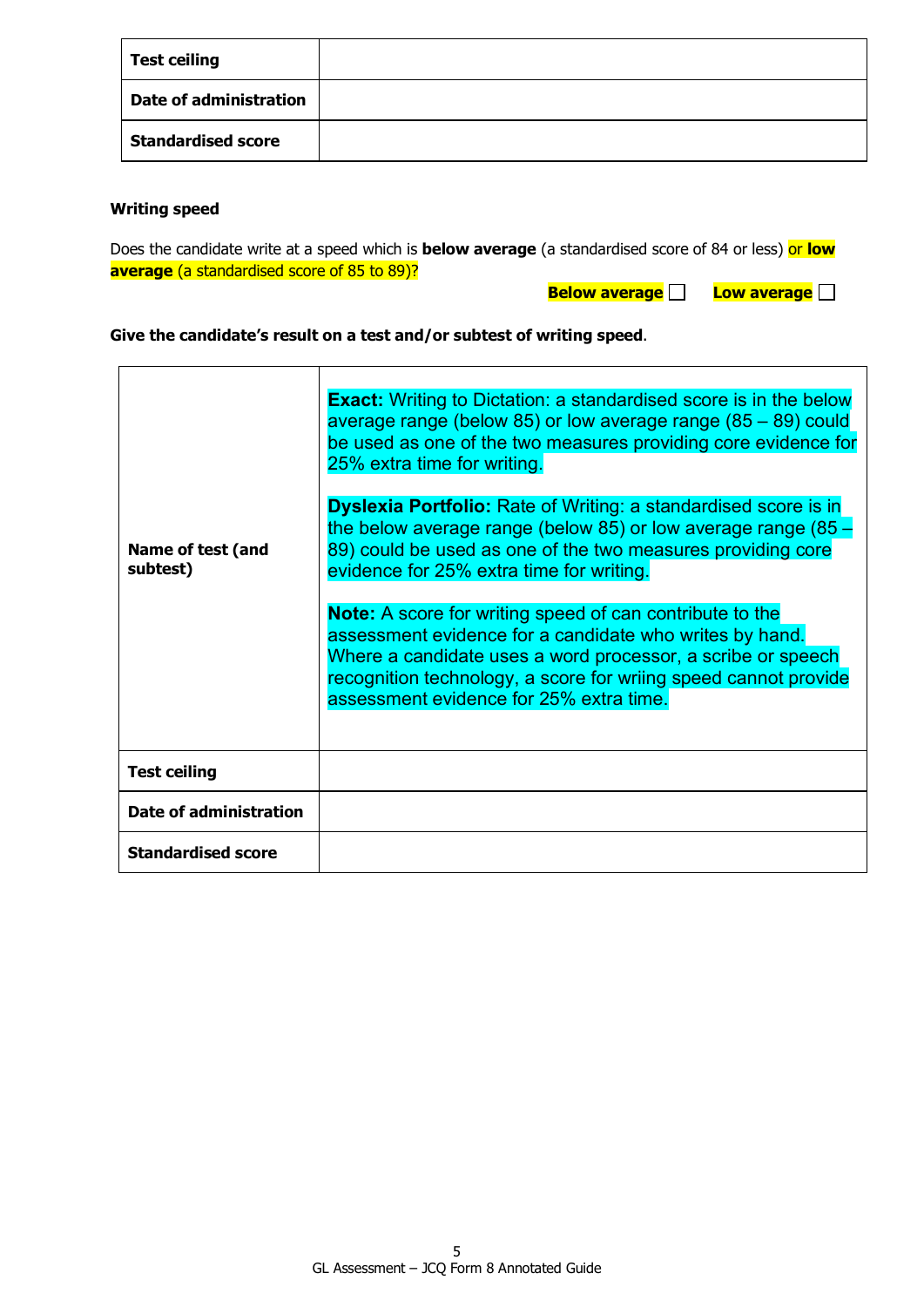| Test ceiling | |
|---|---|
| **Date of administration** | |
| **Standardised score** | |

**Writing speed**

Does the candidate write at a speed which is **below average** (a standardised score of 84 or less) or **low average** (a standardised score of 85 to 89)?

**Below average** ☐ **Low average** ☐

**Give the candidate's result on a test and/or subtest of writing speed**.

| Name of test (and subtest) | **Exact:** Writing to Dictation: a standardised score is in the below average range (below 85) or low average range (85 – 89) could be used as one of the two measures providing core evidence for 25% extra time for writing.<br><br>**Dyslexia Portfolio:** Rate of Writing: a standardised score is in the below average range (below 85) or low average range (85 – 89) could be used as one of the two measures providing core evidence for 25% extra time for writing.<br><br>**Note:** A score for writing speed of can contribute to the assessment evidence for a candidate who writes by hand. Where a candidate uses a word processor, a scribe or speech recognition technology, a score for wriing speed cannot provide assessment evidence for 25% extra time. |
|---|---|
| **Test ceiling** | |
| **Date of administration** | |
| **Standardised score** | |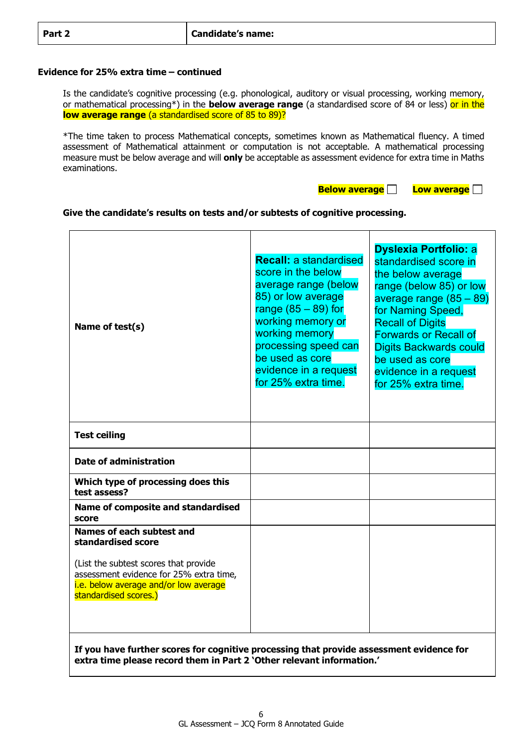| Part 2 | Candidate's name: |
|---|---|

**Evidence for 25% extra time – continued**

Is the candidate's cognitive processing (e.g. phonological, auditory or visual processing, working memory, or mathematical processing*) in the **below average range** (a standardised score of 84 or less) or in the **low average range** (a standardised score of 85 to 89)?

*The time taken to process Mathematical concepts, sometimes known as Mathematical fluency. A timed assessment of Mathematical attainment or computation is not acceptable. A mathematical processing measure must be below average and will **only** be acceptable as assessment evidence for extra time in Maths examinations.

**Below average** ☐ **Low average** ☐

**Give the candidate's results on tests and/or subtests of cognitive processing.**

| | | |
|---|---|---|
| **Name of test(s)** | **Recall:** a standardised score in the below average range (below 85) or low average range (85 – 89) for working memory or working memory processing speed can be used as core evidence in a request for 25% extra time. | **Dyslexia Portfolio:** a standardised score in the below average range (below 85) or low average range (85 – 89) for Naming Speed, Recall of Digits Forwards or Recall of Digits Backwards could be used as core evidence in a request for 25% extra time. |
| **Test ceiling** | | |
| **Date of administration** | | |
| **Which type of processing does this test assess?** | | |
| **Name of composite and standardised score** | | |
| **Names of each subtest and standardised score**<br><br>(List the subtest scores that provide assessment evidence for 25% extra time, i.e. below average and/or low average standardised scores.) | | |
| **If you have further scores for cognitive processing that provide assessment evidence for extra time please record them in Part 2 'Other relevant information.'** | | |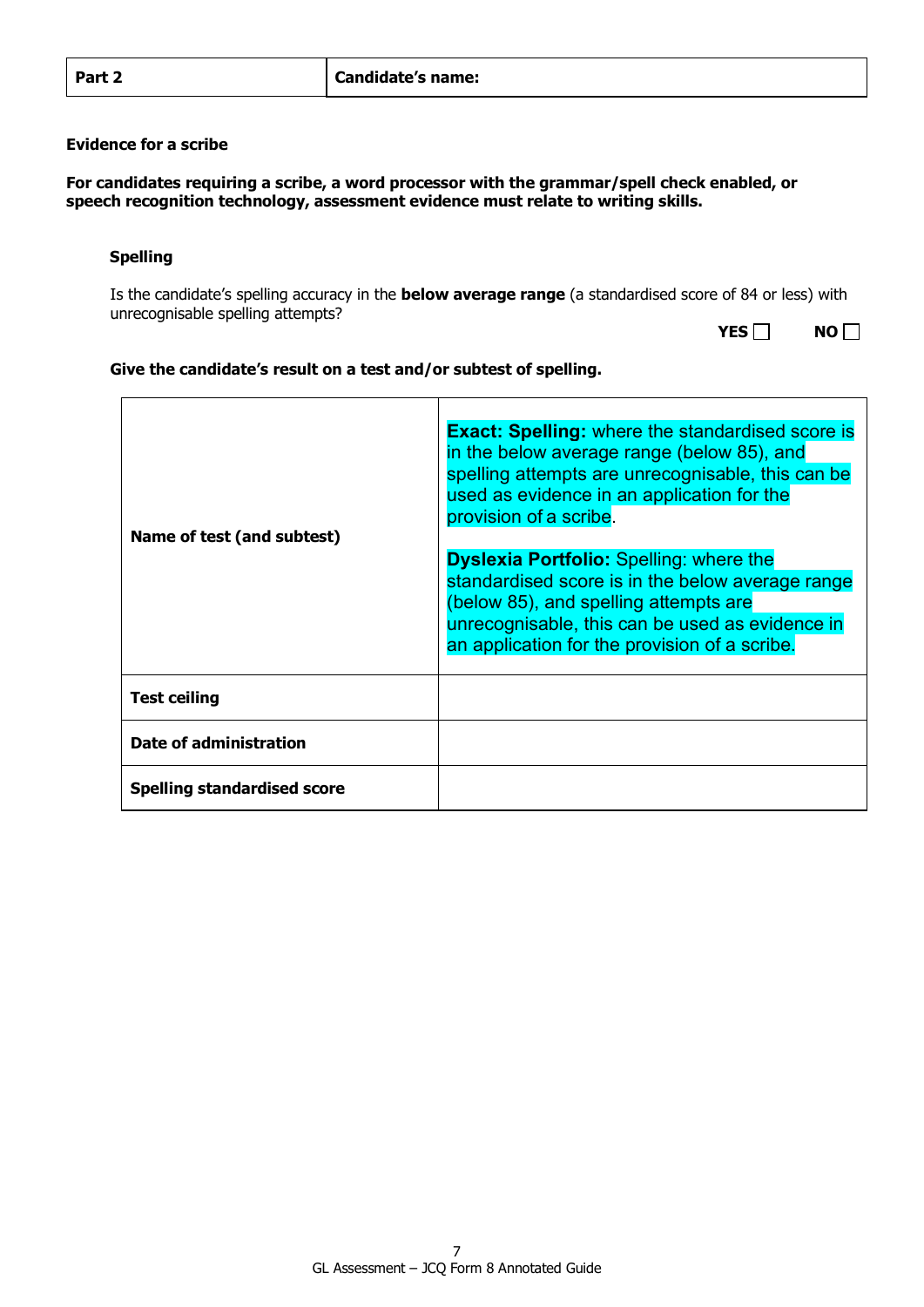| Part 2 | Candidate's name: |
|---|---|

**Evidence for a scribe**

**For candidates requiring a scribe, a word processor with the grammar/spell check enabled, or speech recognition technology, assessment evidence must relate to writing skills.**

**Spelling**

Is the candidate's spelling accuracy in the **below average range** (a standardised score of 84 or less) with unrecognisable spelling attempts?

**YES** ☐ **NO** ☐

**Give the candidate's result on a test and/or subtest of spelling.**

| | |
|---|---|
| **Name of test (and subtest)** | **Exact: Spelling:** where the standardised score is in the below average range (below 85), and spelling attempts are unrecognisable, this can be used as evidence in an application for the provision of a scribe.<br><br>**Dyslexia Portfolio:** Spelling: where the standardised score is in the below average range (below 85), and spelling attempts are unrecognisable, this can be used as evidence in an application for the provision of a scribe. |
| **Test ceiling** | |
| **Date of administration** | |
| **Spelling standardised score** | |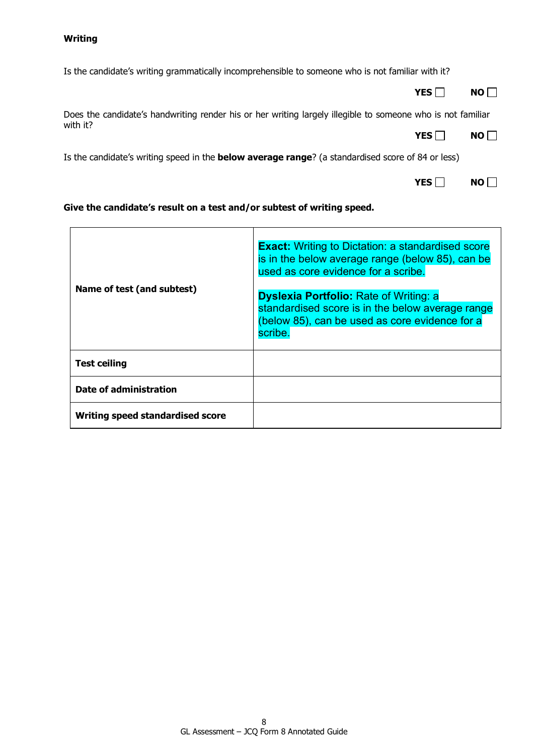**Writing**

Is the candidate's writing grammatically incomprehensible to someone who is not familiar with it?

**YES** ☐ **NO** ☐

Does the candidate's handwriting render his or her writing largely illegible to someone who is not familiar with it?

**YES** ☐ **NO** ☐

Is the candidate's writing speed in the **below average range**? (a standardised score of 84 or less)

**YES** ☐ **NO** ☐

**Give the candidate's result on a test and/or subtest of writing speed.**

| | |
|---|---|
| **Name of test (and subtest)** | **Exact:** Writing to Dictation: a standardised score is in the below average range (below 85), can be used as core evidence for a scribe.<br><br>**Dyslexia Portfolio:** Rate of Writing: a standardised score is in the below average range (below 85), can be used as core evidence for a scribe. |
| **Test ceiling** | |
| **Date of administration** | |
| **Writing speed standardised score** | |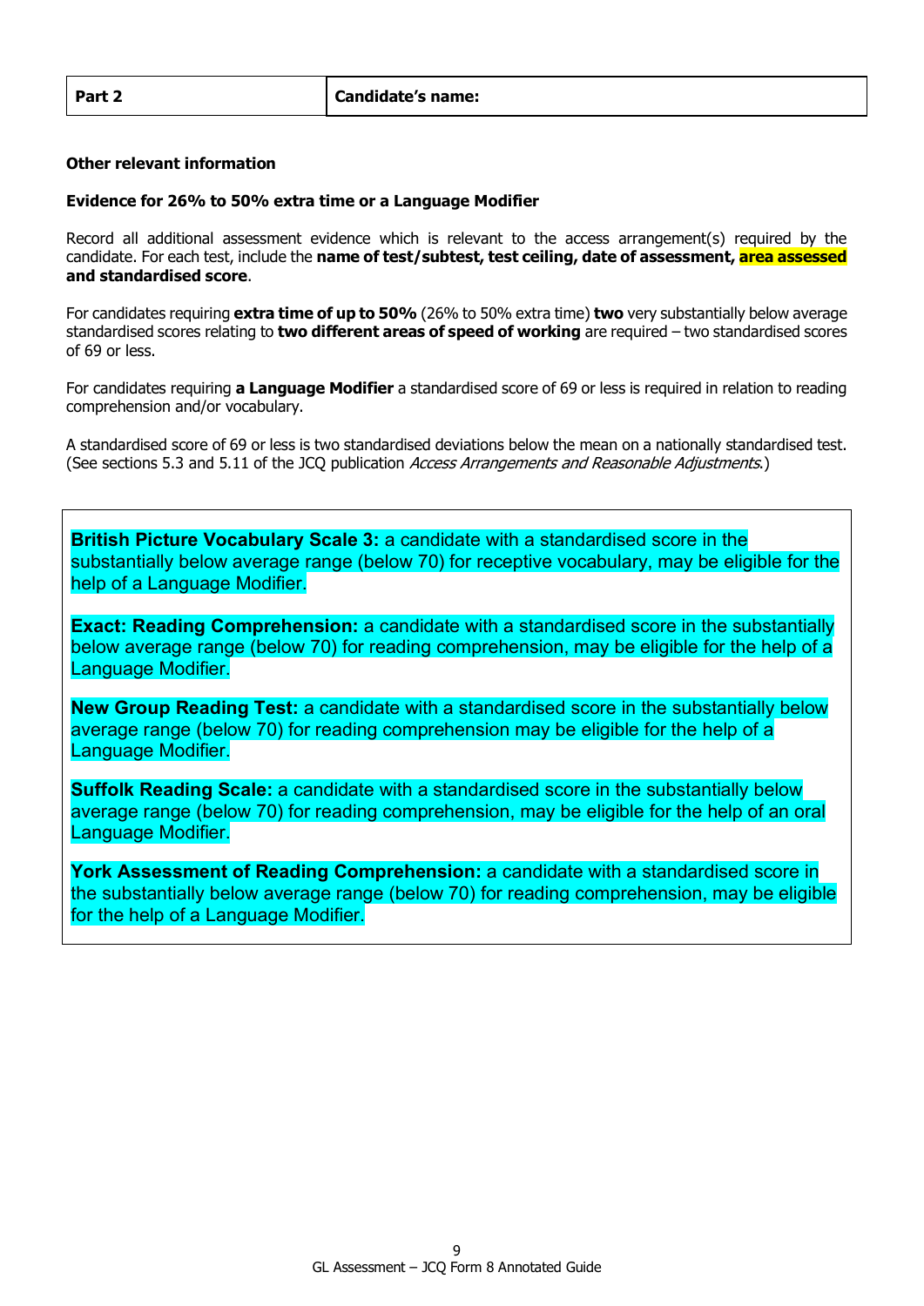| Part 2 | Candidate's name: |
|---|---|

**Other relevant information**

**Evidence for 26% to 50% extra time or a Language Modifier**

Record all additional assessment evidence which is relevant to the access arrangement(s) required by the candidate. For each test, include the **name of test/subtest, test ceiling, date of assessment, area assessed and standardised score**.

For candidates requiring **extra time of up to 50%** (26% to 50% extra time) **two** very substantially below average standardised scores relating to **two different areas of speed of working** are required – two standardised scores of 69 or less.

For candidates requiring **a Language Modifier** a standardised score of 69 or less is required in relation to reading comprehension and/or vocabulary.

A standardised score of 69 or less is two standardised deviations below the mean on a nationally standardised test. (See sections 5.3 and 5.11 of the JCQ publication *Access Arrangements and Reasonable Adjustments*.)

**British Picture Vocabulary Scale 3:** a candidate with a standardised score in the substantially below average range (below 70) for receptive vocabulary, may be eligible for the help of a Language Modifier.

**Exact: Reading Comprehension:** a candidate with a standardised score in the substantially below average range (below 70) for reading comprehension, may be eligible for the help of a Language Modifier.

**New Group Reading Test:** a candidate with a standardised score in the substantially below average range (below 70) for reading comprehension may be eligible for the help of a Language Modifier.

**Suffolk Reading Scale:** a candidate with a standardised score in the substantially below average range (below 70) for reading comprehension, may be eligible for the help of an oral Language Modifier.

**York Assessment of Reading Comprehension:** a candidate with a standardised score in the substantially below average range (below 70) for reading comprehension, may be eligible for the help of a Language Modifier.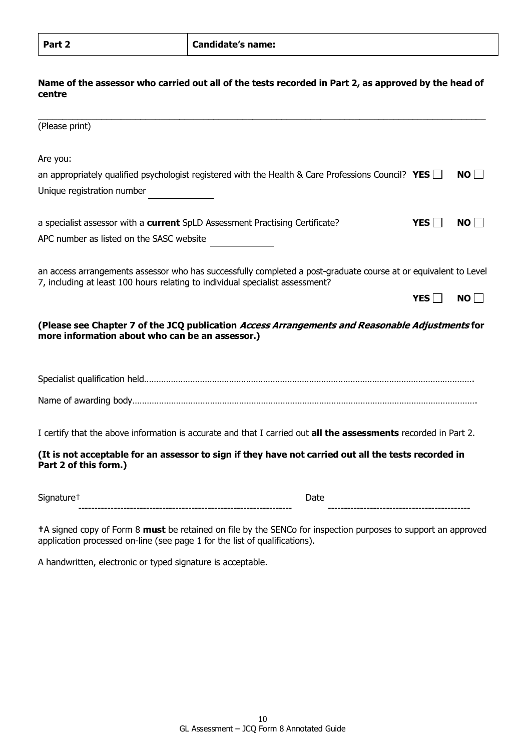| **Part 2** | **Candidate's name:** |
|---|---|

**Name of the assessor who carried out all of the tests recorded in Part 2, as approved by the head of centre**

\_\_\_\_\_\_\_\_\_\_\_\_\_\_\_\_\_\_\_\_\_\_\_\_\_\_\_\_\_\_\_\_\_\_\_\_\_\_\_\_\_\_\_\_\_\_\_\_\_\_\_\_\_\_\_\_\_\_\_\_\_\_\_\_\_\_\_\_\_\_\_\_\_\_\_\_\_\_

(Please print)

Are you:

an appropriately qualified psychologist registered with the Health & Care Professions Council? **YES** ☐ **NO** ☐

Unique registration number \_\_\_\_\_\_\_\_\_\_\_\_

a specialist assessor with a **current** SpLD Assessment Practising Certificate? **YES** ☐ **NO** ☐

APC number as listed on the SASC website \_\_\_\_\_\_\_\_\_\_\_\_

an access arrangements assessor who has successfully completed a post-graduate course at or equivalent to Level 7, including at least 100 hours relating to individual specialist assessment?

**YES** ☐ **NO** ☐

**(Please see Chapter 7 of the JCQ publication *Access Arrangements and Reasonable Adjustments* for more information about who can be an assessor.)**

Specialist qualification held……………………………………………………………………………………………………………….

Name of awarding body……………………………………………………………………………………………………………………..

I certify that the above information is accurate and that I carried out **all the assessments** recorded in Part 2.

**(It is not acceptable for an assessor to sign if they have not carried out all the tests recorded in Part 2 of this form.)**

Signature† ---------------------------------------------------------------- Date -------------------------------------------

**†**A signed copy of Form 8 **must** be retained on file by the SENCo for inspection purposes to support an approved application processed on-line (see page 1 for the list of qualifications).

A handwritten, electronic or typed signature is acceptable.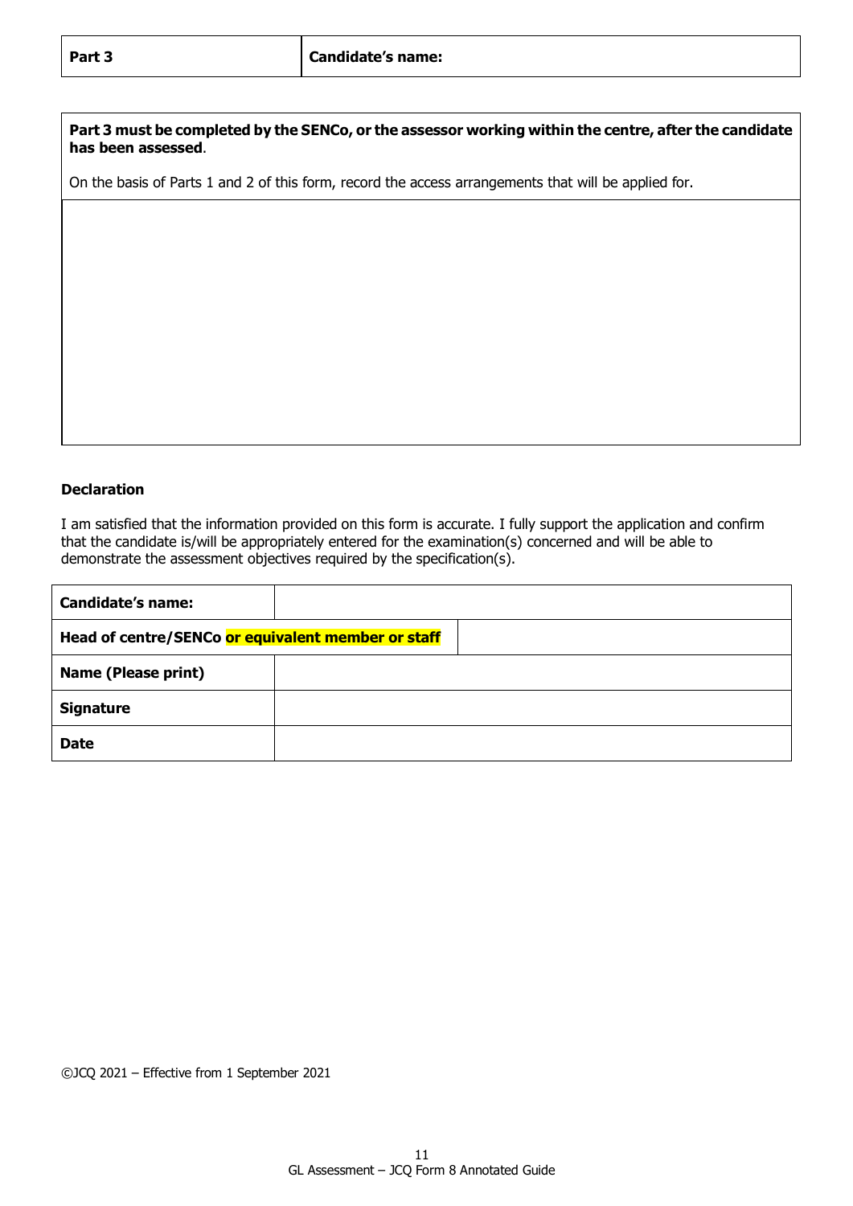| Part 3 | Candidate's name: |
| --- | --- |

| |
| --- |
| **Part 3 must be completed by the SENCo, or the assessor working within the centre, after the candidate has been assessed**. |
| On the basis of Parts 1 and 2 of this form, record the access arrangements that will be applied for. |
| |

**Declaration**

I am satisfied that the information provided on this form is accurate. I fully support the application and confirm that the candidate is/will be appropriately entered for the examination(s) concerned and will be able to demonstrate the assessment objectives required by the specification(s).

| | |
| --- | --- |
| **Candidate's name:** | |
| **Head of centre/SENCo or equivalent member or staff** | |
| **Name (Please print)** | |
| **Signature** | |
| **Date** | |

©JCQ 2021 – Effective from 1 September 2021